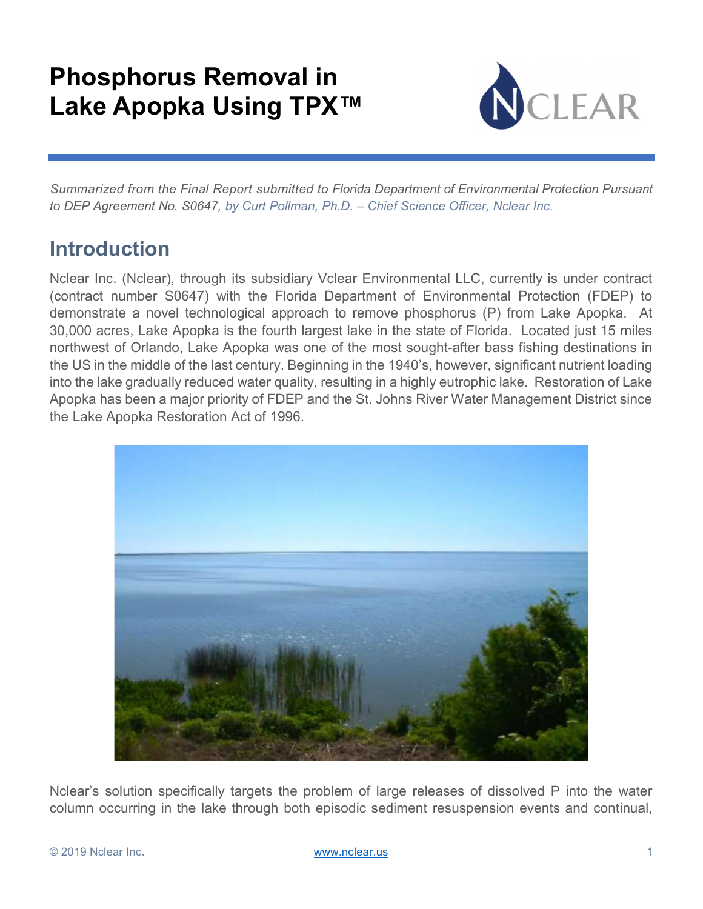# Phosphorus Removal in Lake Apopka Using TPX™

*Summarized from the Final Report submitted to Florida Department of Environmental Protection Pursuant to DEP Agreement No. S0647, by Curt Pollman, Ph.D. – Chief Science Officer, Nclear Inc.*

## Introduction

Nclear Inc. (Nclear), through its subsidiary Vclear Environmental LLC, currently is under contract (contract number S0647) with the Florida Department of Environmental Protection (FDEP) to demonstrate a novel technological approach to remove phosphorus (P) from Lake Apopka. At 30,000 acres, Lake Apopka is the fourth largest lake in the state of Florida. Located just 15 miles northwest of Orlando, Lake Apopka was one of the most sought-after bass fishing destinations in the US in the middle of the last century. Beginning in the 1940's, however, significant nutrient loading into the lake gradually reduced water quality, resulting in a highly eutrophic lake. Restoration of Lake Apopka has been a major priority of FDEP and the St. Johns River Water Management District since the Lake Apopka Restoration Act of 1996.

Nclear's solution specifically targets the problem of large releases of dissolved P into the water column occurring in the lake through both episodic sediment resuspension events and continual,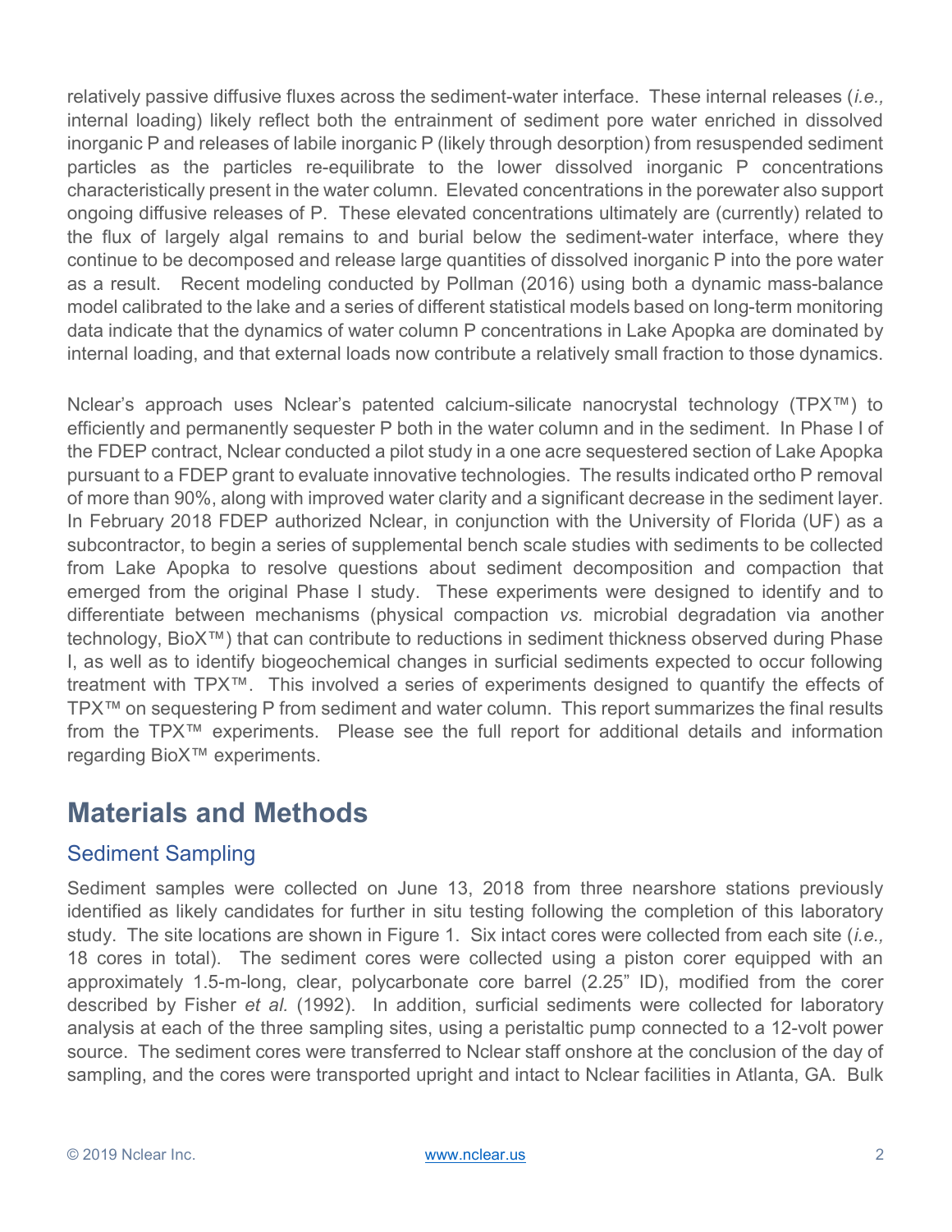relatively passive diffusive fluxes across the sediment-water interface. These internal releases (*i.e.,* internal loading) likely reflect both the entrainment of sediment pore water enriched in dissolved inorganic P and releases of labile inorganic P (likely through desorption) from resuspended sediment particles as the particles re-equilibrate to the lower dissolved inorganic P concentrations characteristically present in the water column. Elevated concentrations in the porewater also support ongoing diffusive releases of P. These elevated concentrations ultimately are (currently) related to the flux of largely algal remains to and burial below the sediment-water interface, where they continue to be decomposed and release large quantities of dissolved inorganic P into the pore water as a result. Recent modeling conducted by Pollman (2016) using both a dynamic mass-balance model calibrated to the lake and a series of different statistical models based on long-term monitoring data indicate that the dynamics of water column P concentrations in Lake Apopka are dominated by internal loading, and that external loads now contribute a relatively small fraction to those dynamics.

Nclear's approach uses Nclear's patented calcium-silicate nanocrystal technology (TPX™) to efficiently and permanently sequester P both in the water column and in the sediment. In Phase I of the FDEP contract, Nclear conducted a pilot study in a one acre sequestered section of Lake Apopka pursuant to a FDEP grant to evaluate innovative technologies. The results indicated ortho P removal of more than 90%, along with improved water clarity and a significant decrease in the sediment layer. In February 2018 FDEP authorized Nclear, in conjunction with the University of Florida (UF) as a subcontractor, to begin a series of supplemental bench scale studies with sediments to be collected from Lake Apopka to resolve questions about sediment decomposition and compaction that emerged from the original Phase I study. These experiments were designed to identify and to differentiate between mechanisms (physical compaction *vs.* microbial degradation via another technology, BioX™) that can contribute to reductions in sediment thickness observed during Phase I, as well as to identify biogeochemical changes in surficial sediments expected to occur following treatment with TPX™. This involved a series of experiments designed to quantify the effects of TPX™ on sequestering P from sediment and water column. This report summarizes the final results from the TPX™ experiments. Please see the full report for additional details and information regarding BioX™ experiments.

# Materials and Methods

## Sediment Sampling

Sediment samples were collected on June 13, 2018 from three nearshore stations previously identified as likely candidates for further in situ testing following the completion of this laboratory study. The site locations are shown in Figure 1. Six intact cores were collected from each site (*i.e.,* 18 cores in total). The sediment cores were collected using a piston corer equipped with an approximately 1.5-m-long, clear, polycarbonate core barrel (2.25" ID), modified from the corer described by Fisher *et al.* (1992). In addition, surficial sediments were collected for laboratory analysis at each of the three sampling sites, using a peristaltic pump connected to a 12-volt power source. The sediment cores were transferred to Nclear staff onshore at the conclusion of the day of sampling, and the cores were transported upright and intact to Nclear facilities in Atlanta, GA. Bulk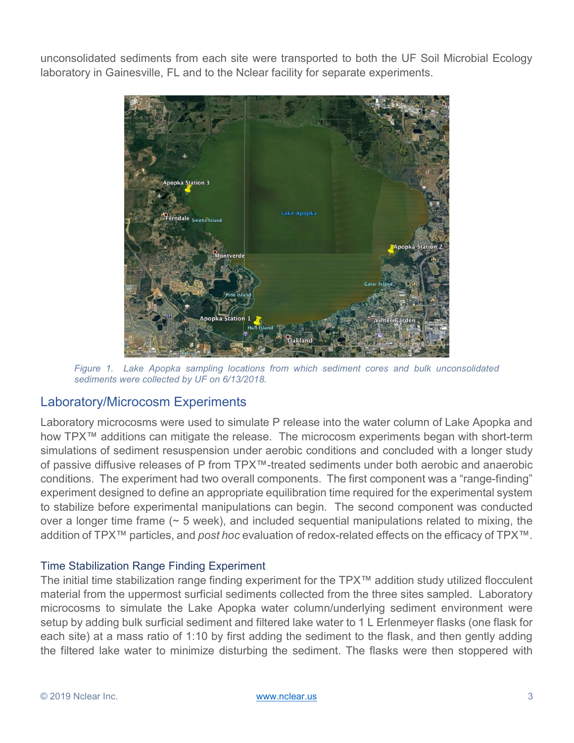unconsolidated sediments from each site were transported to both the UF Soil Microbial Ecology laboratory in Gainesville, FL and to the Nclear facility for separate experiments.

*Figure 1. Lake Apopka sampling locations from which sediment cores and bulk unconsolidated sediments were collected by UF on 6/13/2018.*

## Laboratory/Microcosm Experiments

Laboratory microcosms were used to simulate P release into the water column of Lake Apopka and how TPX™ additions can mitigate the release. The microcosm experiments began with short-term simulations of sediment resuspension under aerobic conditions and concluded with a longer study of passive diffusive releases of P from TPX™-treated sediments under both aerobic and anaerobic conditions. The experiment had two overall components. The first component was a "range-finding" experiment designed to define an appropriate equilibration time required for the experimental system to stabilize before experimental manipulations can begin. The second component was conducted over a longer time frame (~ 5 week), and included sequential manipulations related to mixing, the addition of TPX™ particles, and *post hoc* evaluation of redox-related effects on the efficacy of TPX™.

### Time Stabilization Range Finding Experiment

The initial time stabilization range finding experiment for the TPX™ addition study utilized flocculent material from the uppermost surficial sediments collected from the three sites sampled. Laboratory microcosms to simulate the Lake Apopka water column/underlying sediment environment were setup by adding bulk surficial sediment and filtered lake water to 1 L Erlenmeyer flasks (one flask for each site) at a mass ratio of 1:10 by first adding the sediment to the flask, and then gently adding the filtered lake water to minimize disturbing the sediment. The flasks were then stoppered with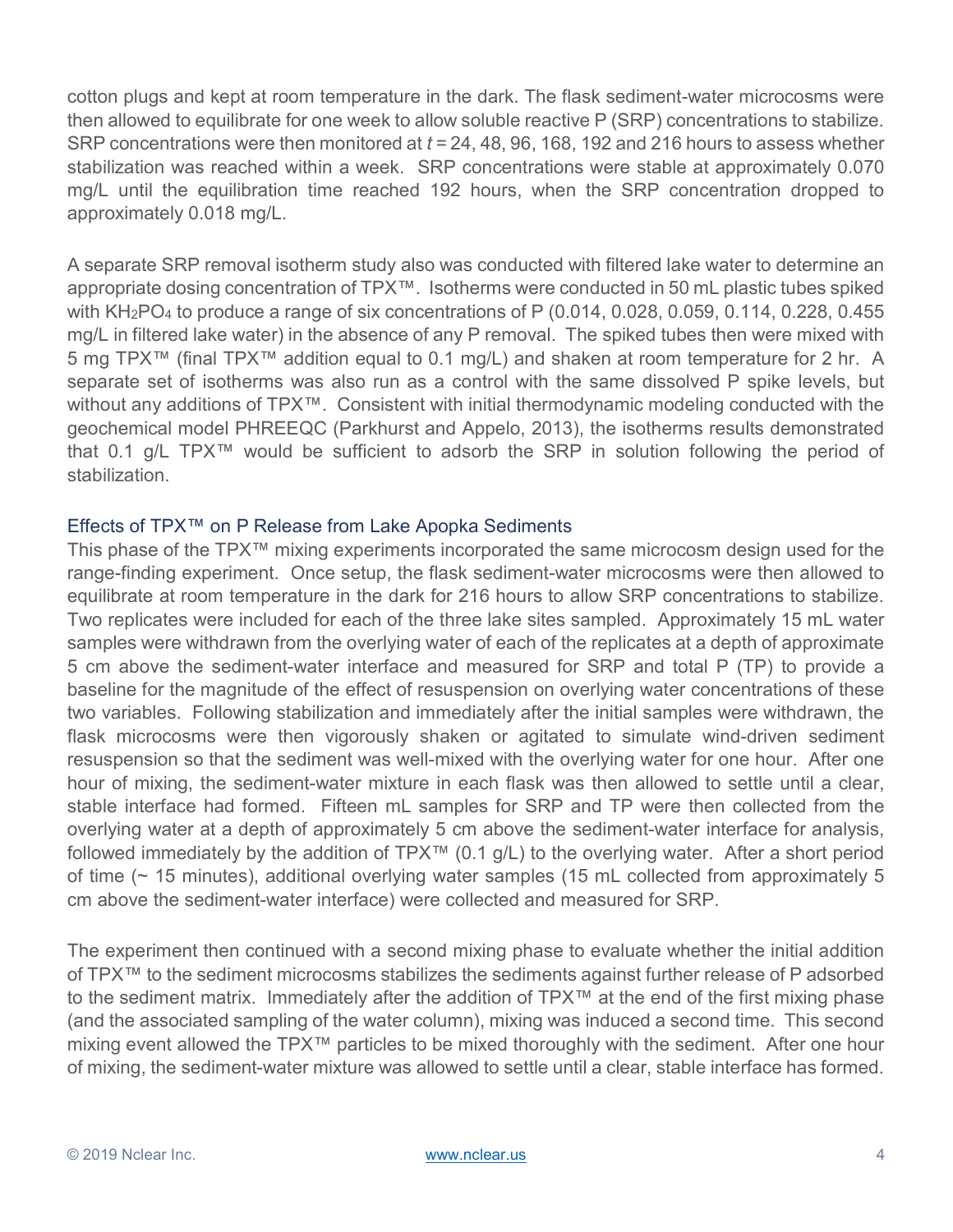cotton plugs and kept at room temperature in the dark. The flask sediment-water microcosms were then allowed to equilibrate for one week to allow soluble reactive P (SRP) concentrations to stabilize. SRP concentrations were then monitored at *t* = 24, 48, 96, 168, 192 and 216 hours to assess whether stabilization was reached within a week. SRP concentrations were stable at approximately 0.070 mg/L until the equilibration time reached 192 hours, when the SRP concentration dropped to approximately 0.018 mg/L.

A separate SRP removal isotherm study also was conducted with filtered lake water to determine an appropriate dosing concentration of TPX™. Isotherms were conducted in 50 mL plastic tubes spiked with $KH_2PO_4$ to produce a range of six concentrations of P (0.014, 0.028, 0.059, 0.114, 0.228, 0.455 mg/L in filtered lake water) in the absence of any P removal. The spiked tubes then were mixed with 5 mg TPX™ (final TPX™ addition equal to 0.1 mg/L) and shaken at room temperature for 2 hr. A separate set of isotherms was also run as a control with the same dissolved P spike levels, but without any additions of TPX™. Consistent with initial thermodynamic modeling conducted with the geochemical model PHREEQC (Parkhurst and Appelo, 2013), the isotherms results demonstrated that 0.1 g/L TPX™ would be sufficient to adsorb the SRP in solution following the period of stabilization.

### Effects of TPX™ on P Release from Lake Apopka Sediments

This phase of the TPX™ mixing experiments incorporated the same microcosm design used for the range-finding experiment. Once setup, the flask sediment-water microcosms were then allowed to equilibrate at room temperature in the dark for 216 hours to allow SRP concentrations to stabilize. Two replicates were included for each of the three lake sites sampled. Approximately 15 mL water samples were withdrawn from the overlying water of each of the replicates at a depth of approximate 5 cm above the sediment-water interface and measured for SRP and total P (TP) to provide a baseline for the magnitude of the effect of resuspension on overlying water concentrations of these two variables. Following stabilization and immediately after the initial samples were withdrawn, the flask microcosms were then vigorously shaken or agitated to simulate wind-driven sediment resuspension so that the sediment was well-mixed with the overlying water for one hour. After one hour of mixing, the sediment-water mixture in each flask was then allowed to settle until a clear, stable interface had formed. Fifteen mL samples for SRP and TP were then collected from the overlying water at a depth of approximately 5 cm above the sediment-water interface for analysis, followed immediately by the addition of TPX™ (0.1 g/L) to the overlying water. After a short period of time (~ 15 minutes), additional overlying water samples (15 mL collected from approximately 5 cm above the sediment-water interface) were collected and measured for SRP.

The experiment then continued with a second mixing phase to evaluate whether the initial addition of TPX™ to the sediment microcosms stabilizes the sediments against further release of P adsorbed to the sediment matrix. Immediately after the addition of TPX™ at the end of the first mixing phase (and the associated sampling of the water column), mixing was induced a second time. This second mixing event allowed the TPX™ particles to be mixed thoroughly with the sediment. After one hour of mixing, the sediment-water mixture was allowed to settle until a clear, stable interface has formed.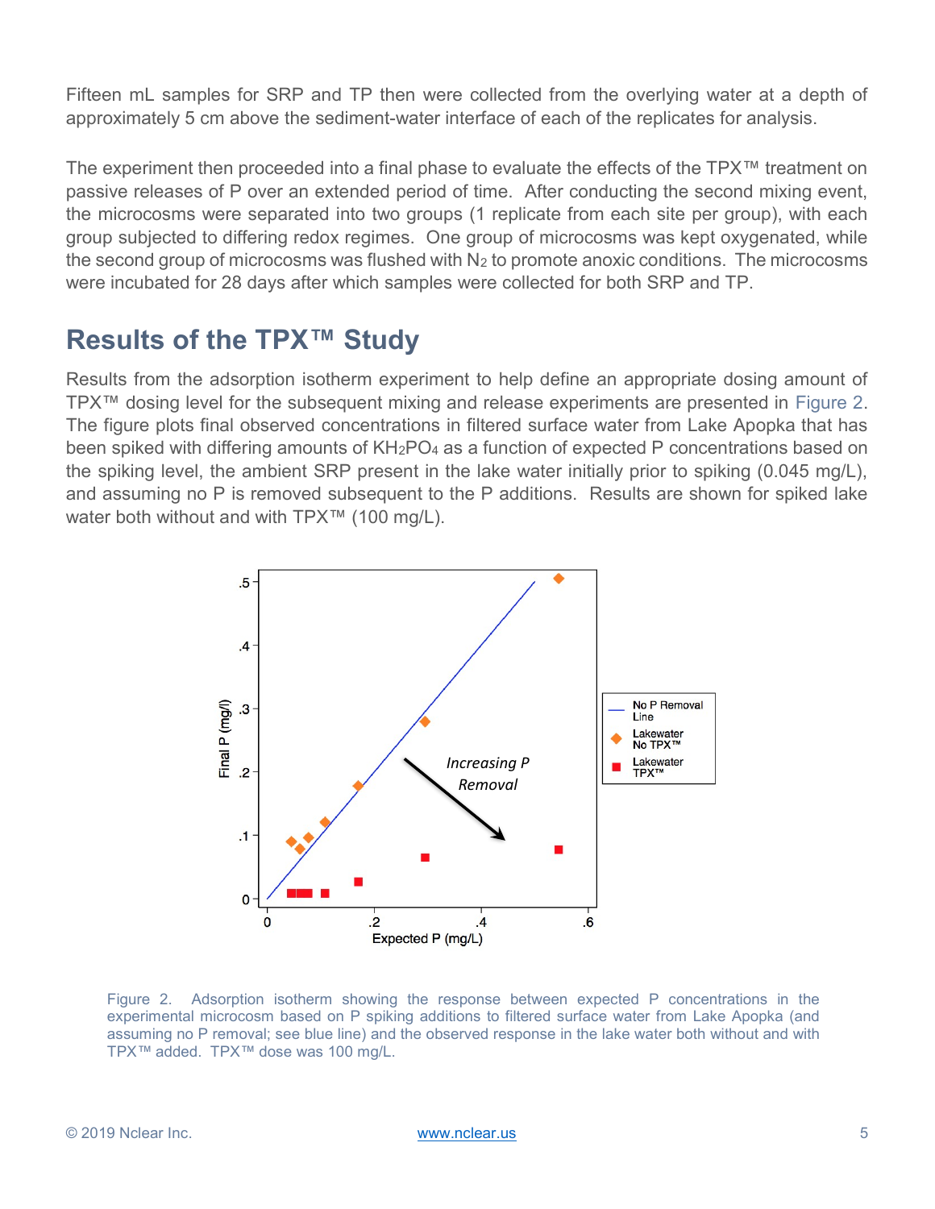Fifteen mL samples for SRP and TP then were collected from the overlying water at a depth of approximately 5 cm above the sediment-water interface of each of the replicates for analysis.

The experiment then proceeded into a final phase to evaluate the effects of the TPX™ treatment on passive releases of P over an extended period of time. After conducting the second mixing event, the microcosms were separated into two groups (1 replicate from each site per group), with each group subjected to differing redox regimes. One group of microcosms was kept oxygenated, while the second group of microcosms was flushed with $N_2$ to promote anoxic conditions. The microcosms were incubated for 28 days after which samples were collected for both SRP and TP.

## Results of the TPX™ Study

Results from the adsorption isotherm experiment to help define an appropriate dosing amount of TPX™ dosing level for the subsequent mixing and release experiments are presented in Figure 2. The figure plots final observed concentrations in filtered surface water from Lake Apopka that has been spiked with differing amounts of $KH_2PO_4$ as a function of expected P concentrations based on the spiking level, the ambient SRP present in the lake water initially prior to spiking (0.045 mg/L), and assuming no P is removed subsequent to the P additions. Results are shown for spiked lake water both without and with TPX™ (100 mg/L).

Figure 2. Adsorption isotherm showing the response between expected P concentrations in the experimental microcosm based on P spiking additions to filtered surface water from Lake Apopka (and assuming no P removal; see blue line) and the observed response in the lake water both without and with TPX™ added. TPX™ dose was 100 mg/L.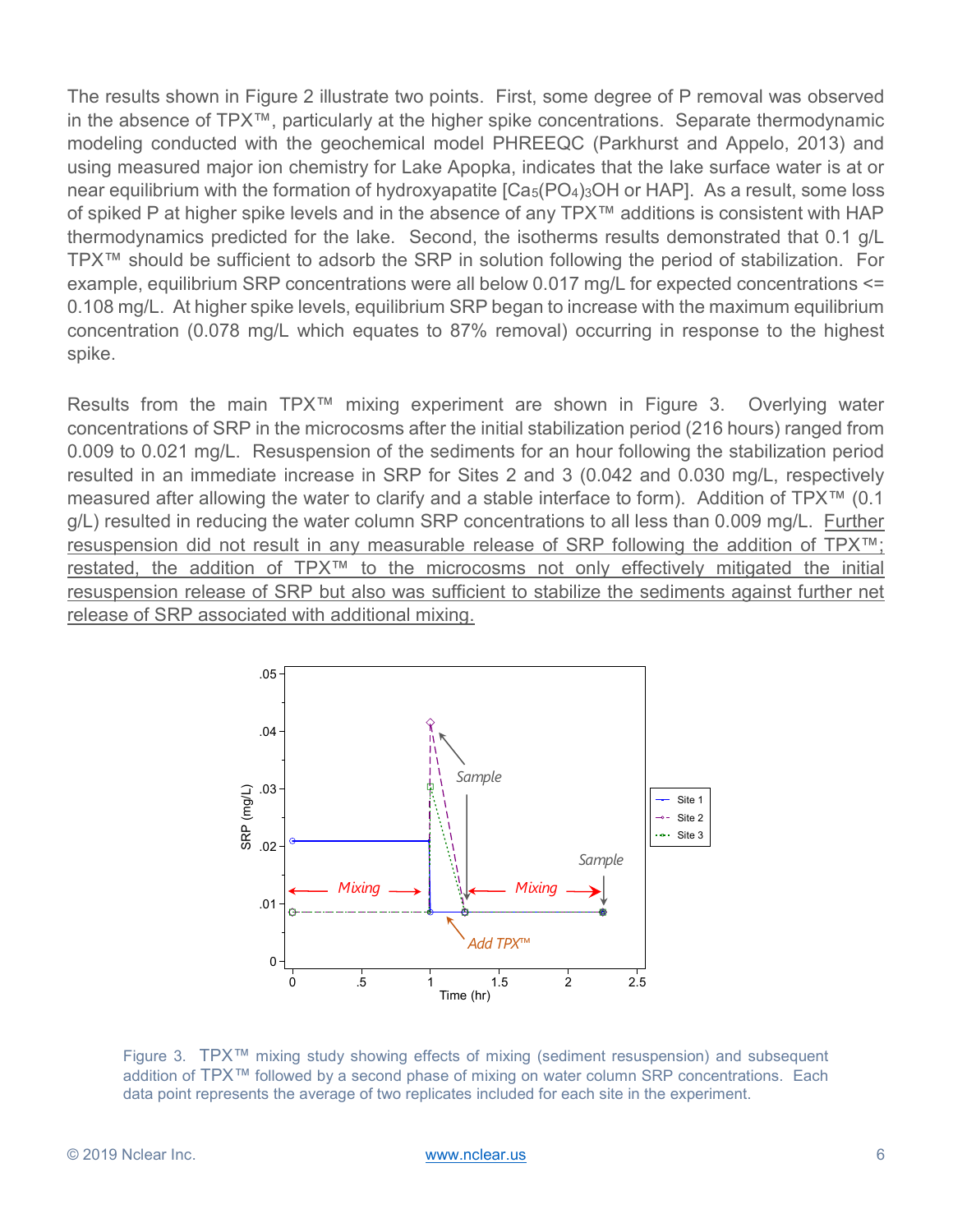The results shown in Figure 2 illustrate two points. First, some degree of P removal was observed in the absence of TPX™, particularly at the higher spike concentrations. Separate thermodynamic modeling conducted with the geochemical model PHREEQC (Parkhurst and Appelo, 2013) and using measured major ion chemistry for Lake Apopka, indicates that the lake surface water is at or near equilibrium with the formation of hydroxyapatite [$Ca_5(PO_4)_3OH$ or HAP]. As a result, some loss of spiked P at higher spike levels and in the absence of any TPX™ additions is consistent with HAP thermodynamics predicted for the lake. Second, the isotherms results demonstrated that 0.1 g/L TPX™ should be sufficient to adsorb the SRP in solution following the period of stabilization. For example, equilibrium SRP concentrations were all below 0.017 mg/L for expected concentrations <= 0.108 mg/L. At higher spike levels, equilibrium SRP began to increase with the maximum equilibrium concentration (0.078 mg/L which equates to 87% removal) occurring in response to the highest spike.

Results from the main TPX™ mixing experiment are shown in Figure 3. Overlying water concentrations of SRP in the microcosms after the initial stabilization period (216 hours) ranged from 0.009 to 0.021 mg/L. Resuspension of the sediments for an hour following the stabilization period resulted in an immediate increase in SRP for Sites 2 and 3 (0.042 and 0.030 mg/L, respectively measured after allowing the water to clarify and a stable interface to form). Addition of TPX™ (0.1 g/L) resulted in reducing the water column SRP concentrations to all less than 0.009 mg/L. <u>Further resuspension did not result in any measurable release of SRP following the addition of TPX™; restated, the addition of TPX™ to the microcosms not only effectively mitigated the initial resuspension release of SRP but also was sufficient to stabilize the sediments against further net release of SRP associated with additional mixing.</u>

Figure 3. TPX™ mixing study showing effects of mixing (sediment resuspension) and subsequent addition of TPX™ followed by a second phase of mixing on water column SRP concentrations. Each data point represents the average of two replicates included for each site in the experiment.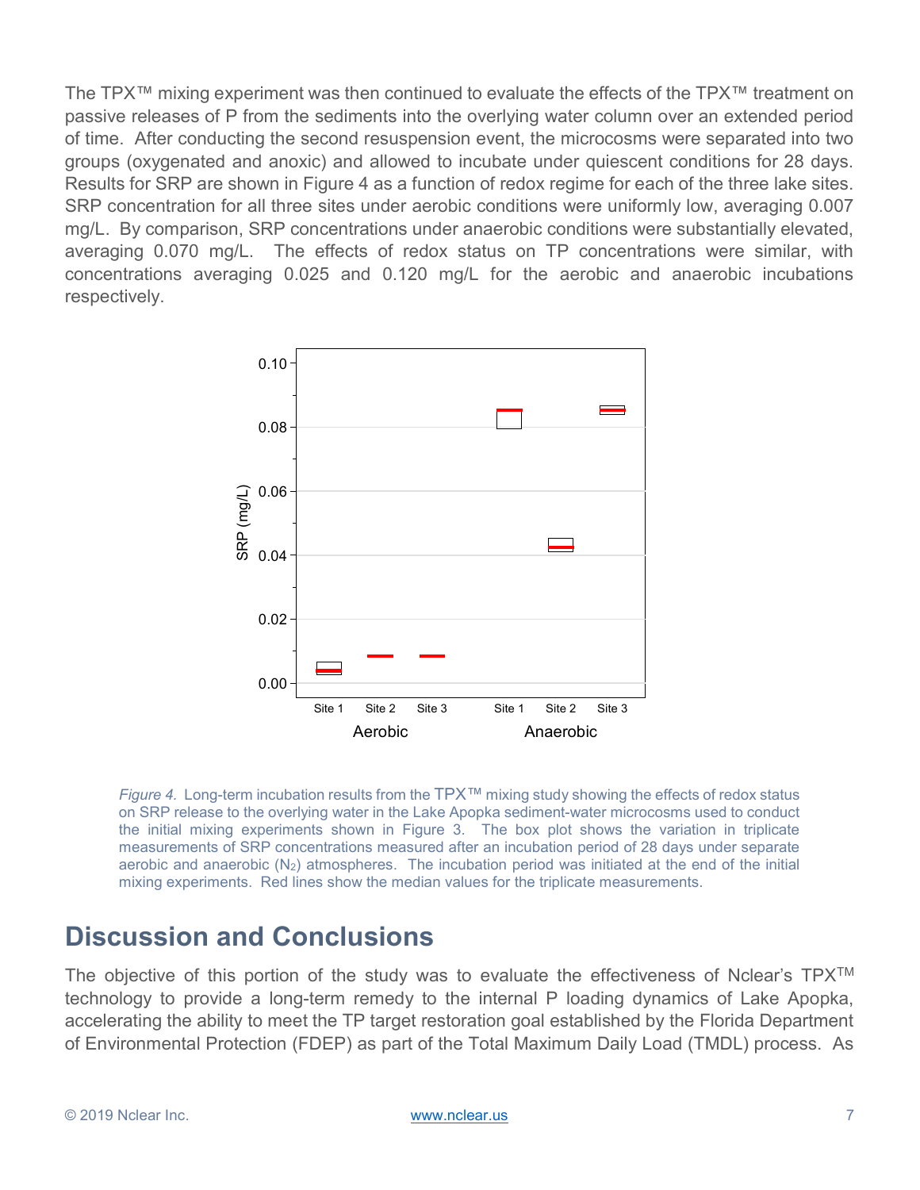The TPX™ mixing experiment was then continued to evaluate the effects of the TPX™ treatment on passive releases of P from the sediments into the overlying water column over an extended period of time. After conducting the second resuspension event, the microcosms were separated into two groups (oxygenated and anoxic) and allowed to incubate under quiescent conditions for 28 days. Results for SRP are shown in Figure 4 as a function of redox regime for each of the three lake sites. SRP concentration for all three sites under aerobic conditions were uniformly low, averaging 0.007 mg/L. By comparison, SRP concentrations under anaerobic conditions were substantially elevated, averaging 0.070 mg/L. The effects of redox status on TP concentrations were similar, with concentrations averaging 0.025 and 0.120 mg/L for the aerobic and anaerobic incubations respectively.

*Figure 4.* Long-term incubation results from the TPX™ mixing study showing the effects of redox status on SRP release to the overlying water in the Lake Apopka sediment-water microcosms used to conduct the initial mixing experiments shown in Figure 3. The box plot shows the variation in triplicate measurements of SRP concentrations measured after an incubation period of 28 days under separate aerobic and anaerobic ($N_2$) atmospheres. The incubation period was initiated at the end of the initial mixing experiments. Red lines show the median values for the triplicate measurements.

## Discussion and Conclusions

The objective of this portion of the study was to evaluate the effectiveness of Nclear's TPX™ technology to provide a long-term remedy to the internal P loading dynamics of Lake Apopka, accelerating the ability to meet the TP target restoration goal established by the Florida Department of Environmental Protection (FDEP) as part of the Total Maximum Daily Load (TMDL) process. As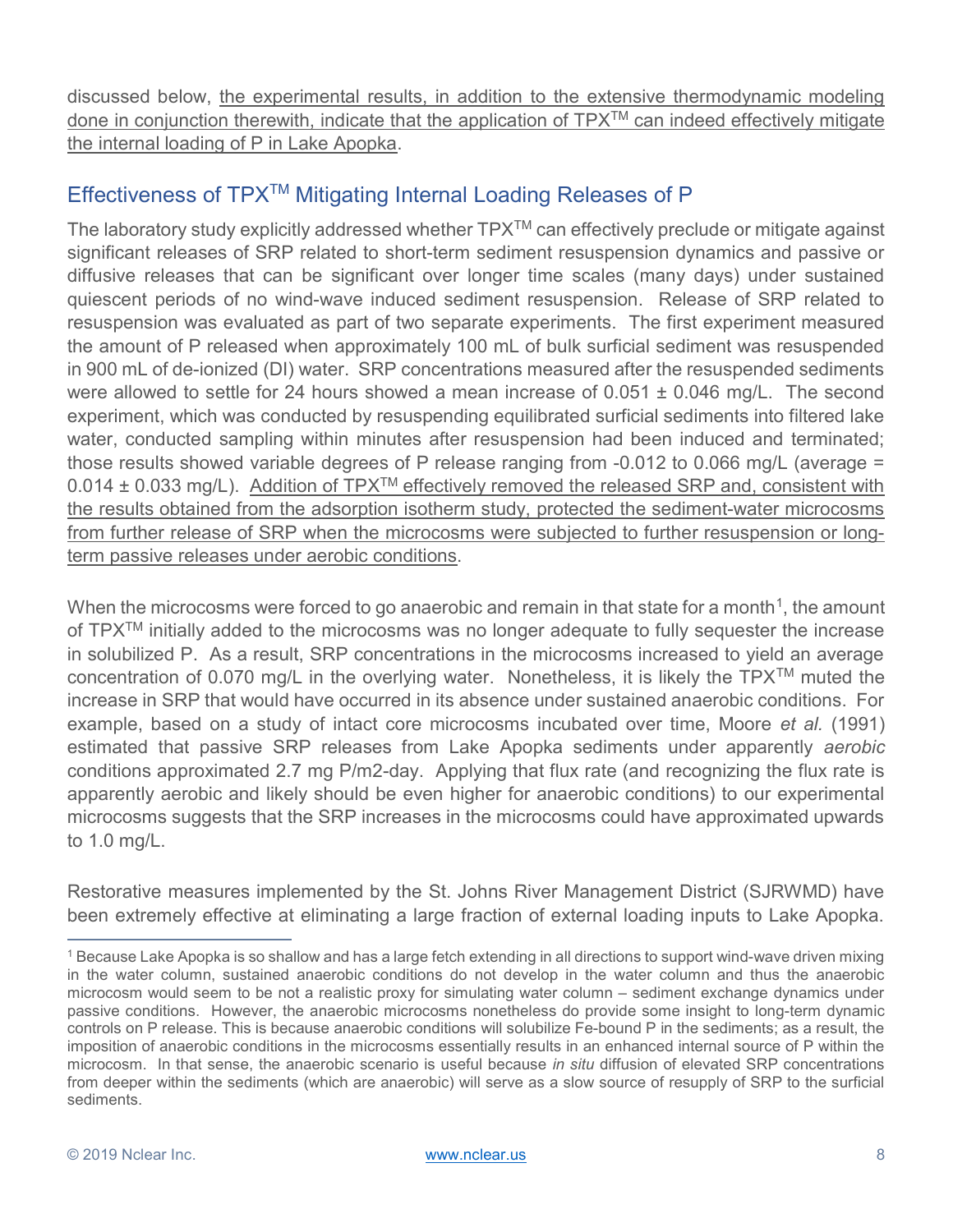discussed below, the experimental results, in addition to the extensive thermodynamic modeling done in conjunction therewith, indicate that the application of TPX™ can indeed effectively mitigate the internal loading of P in Lake Apopka.

## Effectiveness of TPX™ Mitigating Internal Loading Releases of P

The laboratory study explicitly addressed whether TPX™ can effectively preclude or mitigate against significant releases of SRP related to short-term sediment resuspension dynamics and passive or diffusive releases that can be significant over longer time scales (many days) under sustained quiescent periods of no wind-wave induced sediment resuspension. Release of SRP related to resuspension was evaluated as part of two separate experiments. The first experiment measured the amount of P released when approximately 100 mL of bulk surficial sediment was resuspended in 900 mL of de-ionized (DI) water. SRP concentrations measured after the resuspended sediments were allowed to settle for 24 hours showed a mean increase of 0.051 ± 0.046 mg/L. The second experiment, which was conducted by resuspending equilibrated surficial sediments into filtered lake water, conducted sampling within minutes after resuspension had been induced and terminated; those results showed variable degrees of P release ranging from -0.012 to 0.066 mg/L (average = 0.014 ± 0.033 mg/L). Addition of TPX™ effectively removed the released SRP and, consistent with the results obtained from the adsorption isotherm study, protected the sediment-water microcosms from further release of SRP when the microcosms were subjected to further resuspension or long-term passive releases under aerobic conditions.

When the microcosms were forced to go anaerobic and remain in that state for a month[1], the amount of TPX™ initially added to the microcosms was no longer adequate to fully sequester the increase in solubilized P. As a result, SRP concentrations in the microcosms increased to yield an average concentration of 0.070 mg/L in the overlying water. Nonetheless, it is likely the TPX™ muted the increase in SRP that would have occurred in its absence under sustained anaerobic conditions. For example, based on a study of intact core microcosms incubated over time, Moore *et al.* (1991) estimated that passive SRP releases from Lake Apopka sediments under apparently *aerobic* conditions approximated 2.7 mg P/m2-day. Applying that flux rate (and recognizing the flux rate is apparently aerobic and likely should be even higher for anaerobic conditions) to our experimental microcosms suggests that the SRP increases in the microcosms could have approximated upwards to 1.0 mg/L.

Restorative measures implemented by the St. Johns River Management District (SJRWMD) have been extremely effective at eliminating a large fraction of external loading inputs to Lake Apopka.

---

[1] Because Lake Apopka is so shallow and has a large fetch extending in all directions to support wind-wave driven mixing in the water column, sustained anaerobic conditions do not develop in the water column and thus the anaerobic microcosm would seem to be not a realistic proxy for simulating water column – sediment exchange dynamics under passive conditions. However, the anaerobic microcosms nonetheless do provide some insight to long-term dynamic controls on P release. This is because anaerobic conditions will solubilize Fe-bound P in the sediments; as a result, the imposition of anaerobic conditions in the microcosms essentially results in an enhanced internal source of P within the microcosm. In that sense, the anaerobic scenario is useful because *in situ* diffusion of elevated SRP concentrations from deeper within the sediments (which are anaerobic) will serve as a slow source of resupply of SRP to the surficial sediments.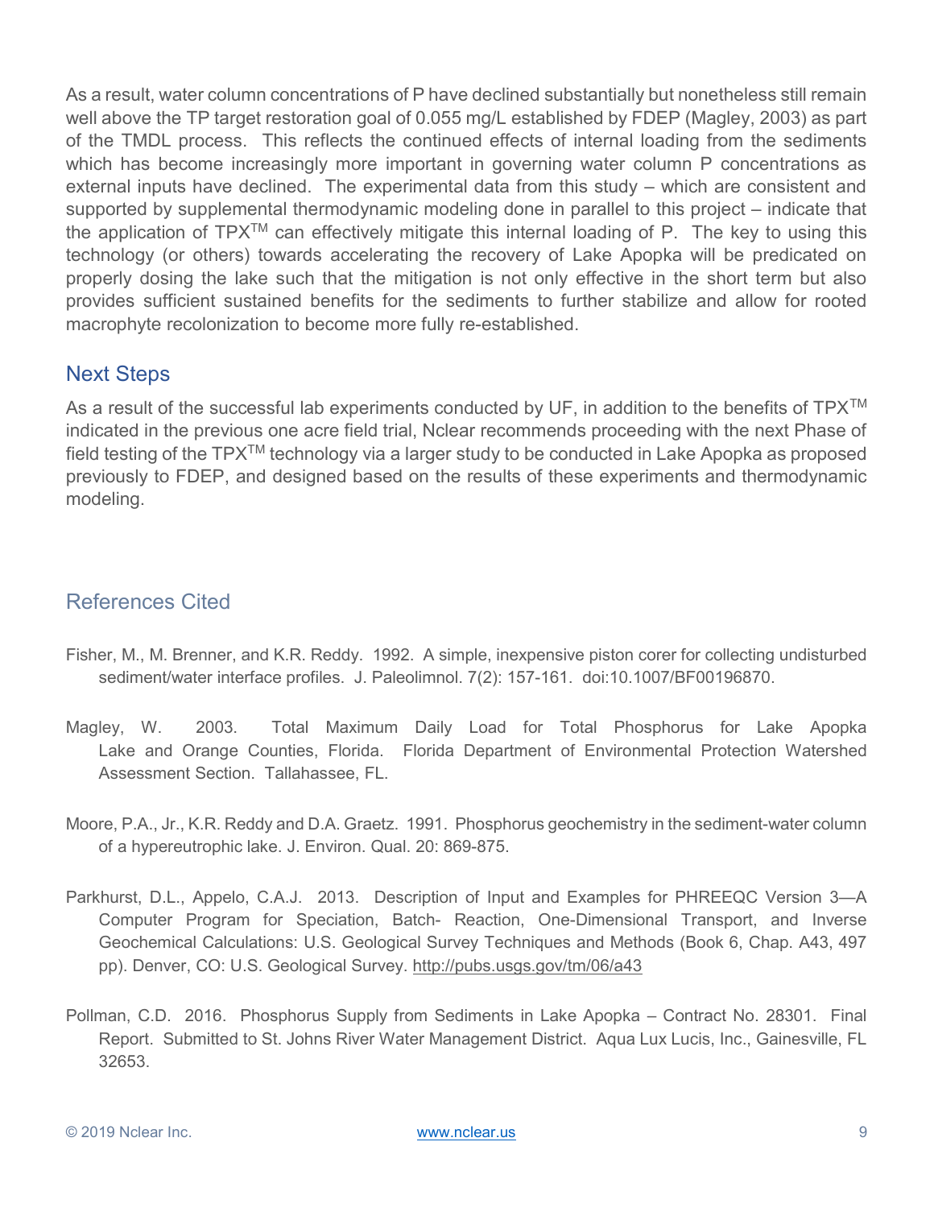As a result, water column concentrations of P have declined substantially but nonetheless still remain well above the TP target restoration goal of 0.055 mg/L established by FDEP (Magley, 2003) as part of the TMDL process. This reflects the continued effects of internal loading from the sediments which has become increasingly more important in governing water column P concentrations as external inputs have declined. The experimental data from this study – which are consistent and supported by supplemental thermodynamic modeling done in parallel to this project – indicate that the application of TPX$^{TM}$ can effectively mitigate this internal loading of P. The key to using this technology (or others) towards accelerating the recovery of Lake Apopka will be predicated on properly dosing the lake such that the mitigation is not only effective in the short term but also provides sufficient sustained benefits for the sediments to further stabilize and allow for rooted macrophyte recolonization to become more fully re-established.

## Next Steps

As a result of the successful lab experiments conducted by UF, in addition to the benefits of TPX$^{TM}$ indicated in the previous one acre field trial, Nclear recommends proceeding with the next Phase of field testing of the TPX$^{TM}$ technology via a larger study to be conducted in Lake Apopka as proposed previously to FDEP, and designed based on the results of these experiments and thermodynamic modeling.

## References Cited

Fisher, M., M. Brenner, and K.R. Reddy. 1992. A simple, inexpensive piston corer for collecting undisturbed sediment/water interface profiles. J. Paleolimnol. 7(2): 157-161. doi:10.1007/BF00196870.

Magley, W. 2003. Total Maximum Daily Load for Total Phosphorus for Lake Apopka Lake and Orange Counties, Florida. Florida Department of Environmental Protection Watershed Assessment Section. Tallahassee, FL.

Moore, P.A., Jr., K.R. Reddy and D.A. Graetz. 1991. Phosphorus geochemistry in the sediment-water column of a hypereutrophic lake. J. Environ. Qual. 20: 869-875.

Parkhurst, D.L., Appelo, C.A.J. 2013. Description of Input and Examples for PHREEQC Version 3—A Computer Program for Speciation, Batch- Reaction, One-Dimensional Transport, and Inverse Geochemical Calculations: U.S. Geological Survey Techniques and Methods (Book 6, Chap. A43, 497 pp). Denver, CO: U.S. Geological Survey. http://pubs.usgs.gov/tm/06/a43

Pollman, C.D. 2016. Phosphorus Supply from Sediments in Lake Apopka – Contract No. 28301. Final Report. Submitted to St. Johns River Water Management District. Aqua Lux Lucis, Inc., Gainesville, FL 32653.